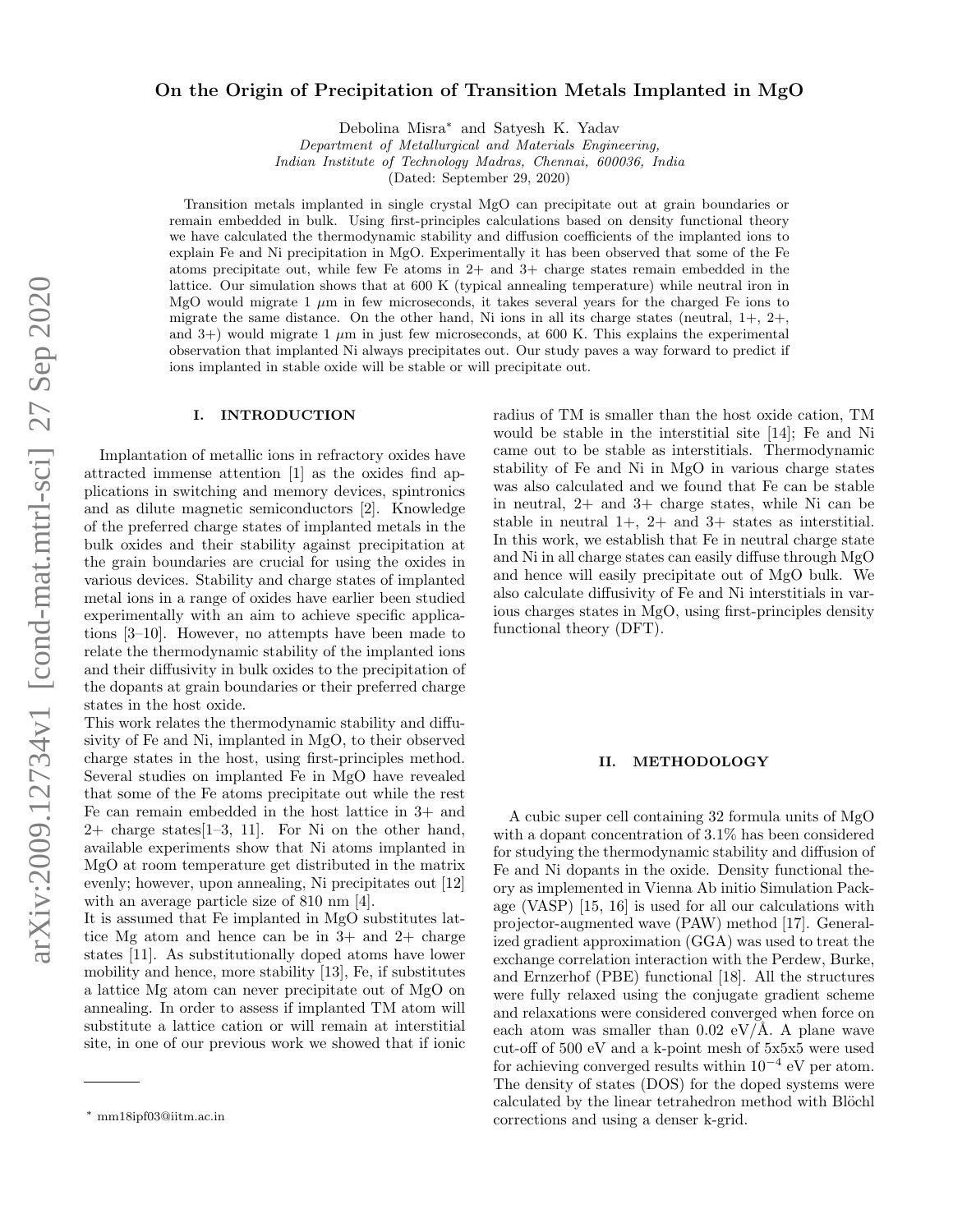# On the Origin of Precipitation of Transition Metals Implanted in MgO

Debolina Misra* and Satyesh K. Yadav

*Department of Metallurgical and Materials Engineering, Indian Institute of Technology Madras, Chennai, 600036, India*

(Dated: September 29, 2020)

Transition metals implanted in single crystal MgO can precipitate out at grain boundaries or remain embedded in bulk. Using first-principles calculations based on density functional theory we have calculated the thermodynamic stability and diffusion coefficients of the implanted ions to explain Fe and Ni precipitation in MgO. Experimentally it has been observed that some of the Fe atoms precipitate out, while few Fe atoms in 2+ and 3+ charge states remain embedded in the lattice. Our simulation shows that at 600 K (typical annealing temperature) while neutral iron in MgO would migrate 1 $\mu$m in few microseconds, it takes several years for the charged Fe ions to migrate the same distance. On the other hand, Ni ions in all its charge states (neutral, 1+, 2+, and 3+) would migrate 1 $\mu$m in just few microseconds, at 600 K. This explains the experimental observation that implanted Ni always precipitates out. Our study paves a way forward to predict if ions implanted in stable oxide will be stable or will precipitate out.

## I. INTRODUCTION

Implantation of metallic ions in refractory oxides have attracted immense attention [1] as the oxides find applications in switching and memory devices, spintronics and as dilute magnetic semiconductors [2]. Knowledge of the preferred charge states of implanted metals in the bulk oxides and their stability against precipitation at the grain boundaries are crucial for using the oxides in various devices. Stability and charge states of implanted metal ions in a range of oxides have earlier been studied experimentally with an aim to achieve specific applications [3–10]. However, no attempts have been made to relate the thermodynamic stability of the implanted ions and their diffusivity in bulk oxides to the precipitation of the dopants at grain boundaries or their preferred charge states in the host oxide.

This work relates the thermodynamic stability and diffusivity of Fe and Ni, implanted in MgO, to their observed charge states in the host, using first-principles method. Several studies on implanted Fe in MgO have revealed that some of the Fe atoms precipitate out while the rest Fe can remain embedded in the host lattice in 3+ and 2+ charge states[1–3, 11]. For Ni on the other hand, available experiments show that Ni atoms implanted in MgO at room temperature get distributed in the matrix evenly; however, upon annealing, Ni precipitates out [12] with an average particle size of 810 nm [4].

It is assumed that Fe implanted in MgO substitutes lattice Mg atom and hence can be in 3+ and 2+ charge states [11]. As substitutionally doped atoms have lower mobility and hence, more stability [13], Fe, if substitutes a lattice Mg atom can never precipitate out of MgO on annealing. In order to assess if implanted TM atom will substitute a lattice cation or will remain at interstitial site, in one of our previous work we showed that if ionic radius of TM is smaller than the host oxide cation, TM would be stable in the interstitial site [14]; Fe and Ni came out to be stable as interstitials. Thermodynamic stability of Fe and Ni in MgO in various charge states was also calculated and we found that Fe can be stable in neutral, 2+ and 3+ charge states, while Ni can be stable in neutral 1+, 2+ and 3+ states as interstitial. In this work, we establish that Fe in neutral charge state and Ni in all charge states can easily diffuse through MgO and hence will easily precipitate out of MgO bulk. We also calculate diffusivity of Fe and Ni interstitials in various charges states in MgO, using first-principles density functional theory (DFT).

## II. METHODOLOGY

A cubic super cell containing 32 formula units of MgO with a dopant concentration of 3.1% has been considered for studying the thermodynamic stability and diffusion of Fe and Ni dopants in the oxide. Density functional theory as implemented in Vienna Ab initio Simulation Package (VASP) [15, 16] is used for all our calculations with projector-augmented wave (PAW) method [17]. Generalized gradient approximation (GGA) was used to treat the exchange correlation interaction with the Perdew, Burke, and Ernzerhof (PBE) functional [18]. All the structures were fully relaxed using the conjugate gradient scheme and relaxations were considered converged when force on each atom was smaller than 0.02 eV/Å. A plane wave cut-off of 500 eV and a k-point mesh of 5x5x5 were used for achieving converged results within $10^{-4}$ eV per atom. The density of states (DOS) for the doped systems were calculated by the linear tetrahedron method with Blöchl corrections and using a denser k-grid.

* mm18ipf03@iitm.ac.in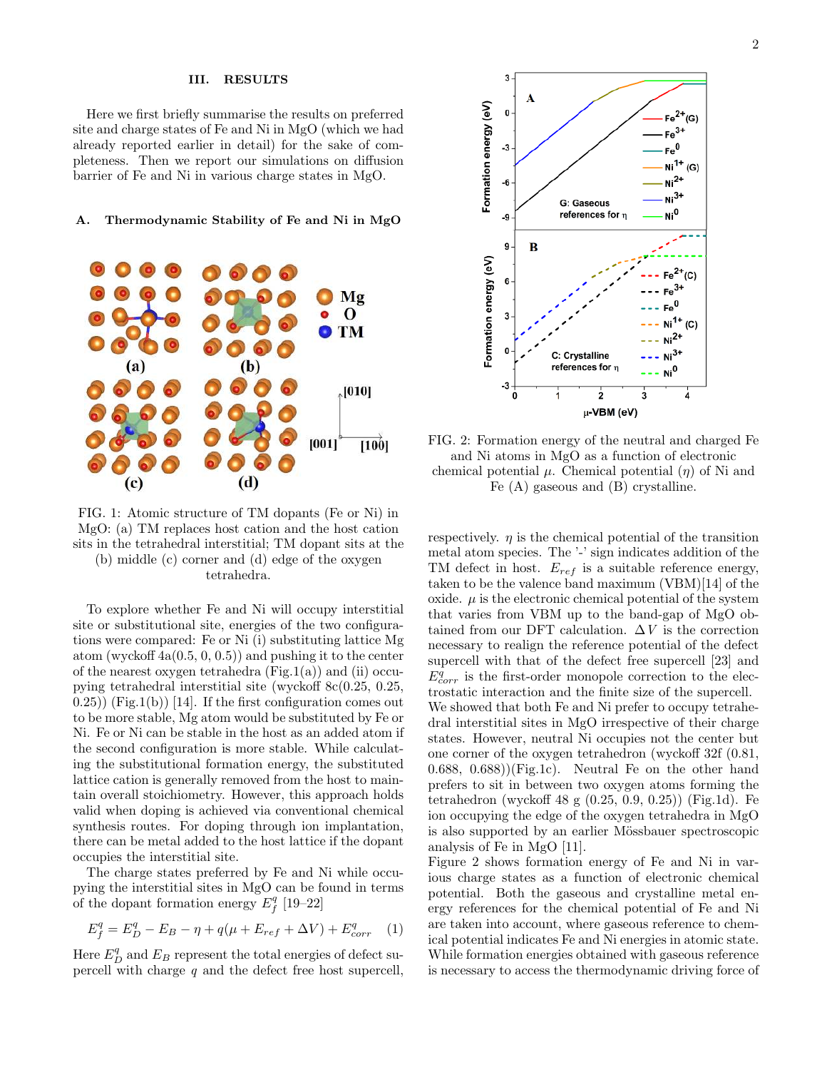## III. RESULTS

Here we first briefly summarise the results on preferred site and charge states of Fe and Ni in MgO (which we had already reported earlier in detail) for the sake of completeness. Then we report our simulations on diffusion barrier of Fe and Ni in various charge states in MgO.

### A. Thermodynamic Stability of Fe and Ni in MgO

FIG. 1: Atomic structure of TM dopants (Fe or Ni) in MgO: (a) TM replaces host cation and the host cation sits in the tetrahedral interstitial; TM dopant sits at the (b) middle (c) corner and (d) edge of the oxygen tetrahedra.

To explore whether Fe and Ni will occupy interstitial site or substitutional site, energies of the two configurations were compared: Fe or Ni (i) substituting lattice Mg atom (wyckoff 4a(0.5, 0, 0.5)) and pushing it to the center of the nearest oxygen tetrahedra (Fig.1(a)) and (ii) occupying tetrahedral interstitial site (wyckoff 8c(0.25, 0.25, 0.25)) (Fig.1(b)) [14]. If the first configuration comes out to be more stable, Mg atom would be substituted by Fe or Ni. Fe or Ni can be stable in the host as an added atom if the second configuration is more stable. While calculating the substitutional formation energy, the substituted lattice cation is generally removed from the host to maintain overall stoichiometry. However, this approach holds valid when doping is achieved via conventional chemical synthesis routes. For doping through ion implantation, there can be metal added to the host lattice if the dopant occupies the interstitial site.

The charge states preferred by Fe and Ni while occupying the interstitial sites in MgO can be found in terms of the dopant formation energy $E_f^q$ [19–22]

$$E_f^q = E_D^q - E_B - \eta + q(\mu + E_{ref} + \Delta V) + E_{corr}^q \quad (1)$$

Here $E_D^q$ and $E_B$ represent the total energies of defect supercell with charge $q$ and the defect free host supercell, respectively. $\eta$ is the chemical potential of the transition metal atom species. The '-' sign indicates addition of the TM defect in host. $E_{ref}$ is a suitable reference energy, taken to be the valence band maximum (VBM)[14] of the oxide. $\mu$ is the electronic chemical potential of the system that varies from VBM up to the band-gap of MgO obtained from our DFT calculation. $\Delta V$ is the correction necessary to realign the reference potential of the defect supercell with that of the defect free supercell [23] and $E_{corr}^q$ is the first-order monopole correction to the electrostatic interaction and the finite size of the supercell. We showed that both Fe and Ni prefer to occupy tetrahedral interstitial sites in MgO irrespective of their charge states. However, neutral Ni occupies not the center but one corner of the oxygen tetrahedron (wyckoff 32f (0.81, 0.688, 0.688))(Fig.1c). Neutral Fe on the other hand prefers to sit in between two oxygen atoms forming the tetrahedron (wyckoff 48 g (0.25, 0.9, 0.25)) (Fig.1d). Fe ion occupying the edge of the oxygen tetrahedra in MgO is also supported by an earlier Mössbauer spectroscopic analysis of Fe in MgO [11].

Figure 2 shows formation energy of Fe and Ni in various charge states as a function of electronic chemical potential. Both the gaseous and crystalline metal energy references for the chemical potential of Fe and Ni are taken into account, where gaseous reference to chemical potential indicates Fe and Ni energies in atomic state. While formation energies obtained with gaseous reference is necessary to access the thermodynamic driving force of

FIG. 2: Formation energy of the neutral and charged Fe and Ni atoms in MgO as a function of electronic chemical potential $\mu$. Chemical potential ($\eta$) of Ni and Fe (A) gaseous and (B) crystalline.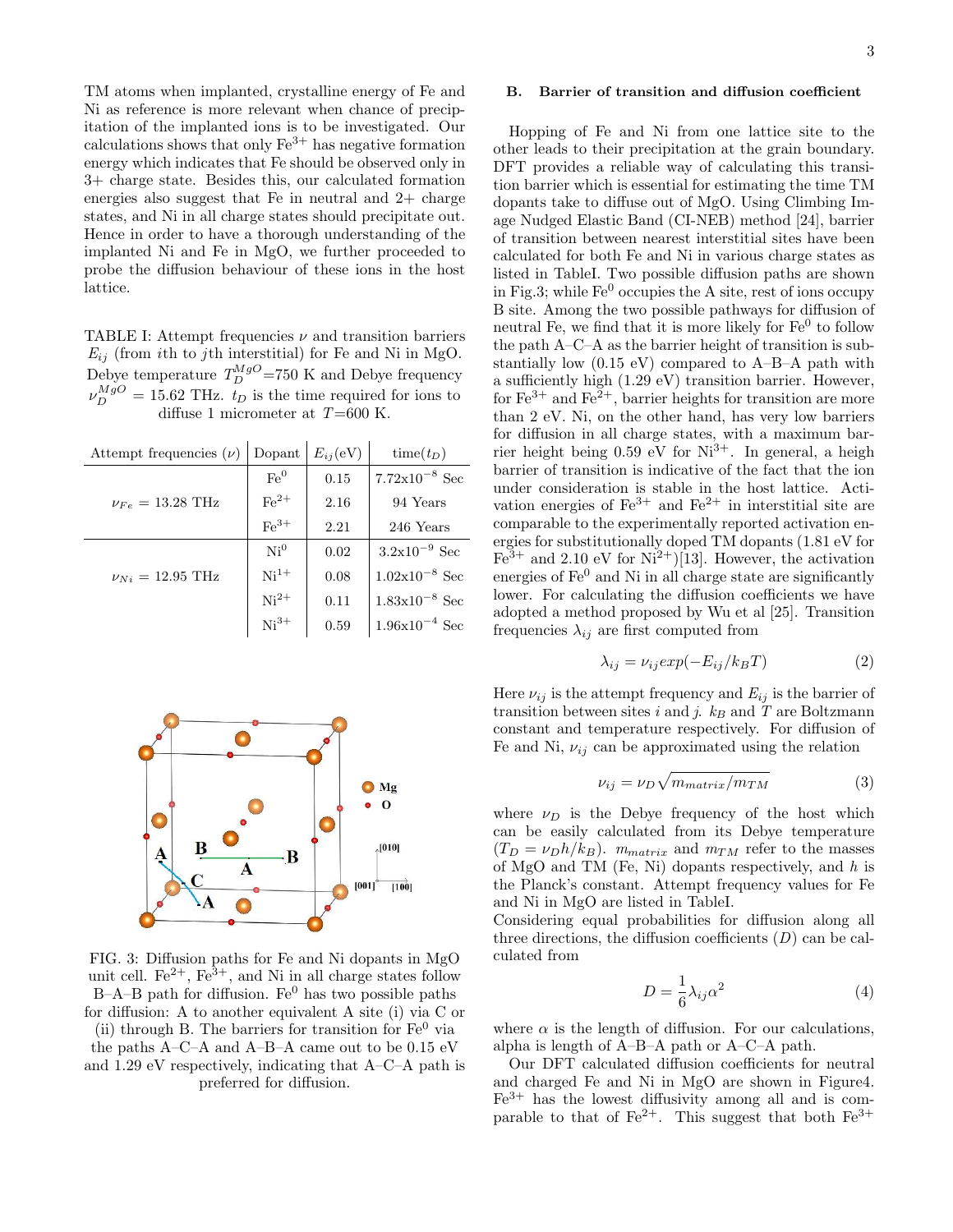TM atoms when implanted, crystalline energy of Fe and Ni as reference is more relevant when chance of precipitation of the implanted ions is to be investigated. Our calculations shows that only $Fe^{3+}$ has negative formation energy which indicates that Fe should be observed only in 3+ charge state. Besides this, our calculated formation energies also suggest that Fe in neutral and 2+ charge states, and Ni in all charge states should precipitate out. Hence in order to have a thorough understanding of the implanted Ni and Fe in MgO, we further proceeded to probe the diffusion behaviour of these ions in the host lattice.

TABLE I: Attempt frequencies $\nu$ and transition barriers $E_{ij}$ (from $i$th to $j$th interstitial) for Fe and Ni in MgO. Debye temperature $T_D^{MgO}$=750 K and Debye frequency $\nu_D^{MgO}$ = 15.62 THz. $t_D$ is the time required for ions to diffuse 1 micrometer at $T$=600 K.

| Attempt frequencies ($\nu$) | Dopant | $E_{ij}$(eV) | time($t_D$) |
| --- | --- | --- | --- |
| $\nu_{Fe}$ = 13.28 THz | $Fe^0$ | 0.15 | 7.72x$10^{-8}$ Sec |
| | $Fe^{2+}$ | 2.16 | 94 Years |
| | $Fe^{3+}$ | 2.21 | 246 Years |
| $\nu_{Ni}$ = 12.95 THz | $Ni^0$ | 0.02 | 3.2x$10^{-9}$ Sec |
| | $Ni^{1+}$ | 0.08 | 1.02x$10^{-8}$ Sec |
| | $Ni^{2+}$ | 0.11 | 1.83x$10^{-8}$ Sec |
| | $Ni^{3+}$ | 0.59 | 1.96x$10^{-4}$ Sec |

FIG. 3: Diffusion paths for Fe and Ni dopants in MgO unit cell. $Fe^{2+}$, $Fe^{3+}$, and Ni in all charge states follow B–A–B path for diffusion. $Fe^0$ has two possible paths for diffusion: A to another equivalent A site (i) via C or (ii) through B. The barriers for transition for $Fe^0$ via the paths A–C–A and A–B–A came out to be 0.15 eV and 1.29 eV respectively, indicating that A–C–A path is preferred for diffusion.

### B. Barrier of transition and diffusion coefficient

Hopping of Fe and Ni from one lattice site to the other leads to their precipitation at the grain boundary. DFT provides a reliable way of calculating this transition barrier which is essential for estimating the time TM dopants take to diffuse out of MgO. Using Climbing Image Nudged Elastic Band (CI-NEB) method [24], barrier of transition between nearest interstitial sites have been calculated for both Fe and Ni in various charge states as listed in TableI. Two possible diffusion paths are shown in Fig.3; while $Fe^0$ occupies the A site, rest of ions occupy B site. Among the two possible pathways for diffusion of neutral Fe, we find that it is more likely for $Fe^0$ to follow the path A–C–A as the barrier height of transition is substantially low (0.15 eV) compared to A–B–A path with a sufficiently high (1.29 eV) transition barrier. However, for $Fe^{3+}$ and $Fe^{2+}$, barrier heights for transition are more than 2 eV. Ni, on the other hand, has very low barriers for diffusion in all charge states, with a maximum barrier height being 0.59 eV for $Ni^{3+}$. In general, a heigh barrier of transition is indicative of the fact that the ion under consideration is stable in the host lattice. Activation energies of $Fe^{3+}$ and $Fe^{2+}$ in interstitial site are comparable to the experimentally reported activation energies for substitutionally doped TM dopants (1.81 eV for $Fe^{3+}$ and 2.10 eV for $Ni^{2+}$)[13]. However, the activation energies of $Fe^0$ and Ni in all charge state are significantly lower. For calculating the diffusion coefficients we have adopted a method proposed by Wu et al [25]. Transition frequencies $\lambda_{ij}$ are first computed from

$$\lambda_{ij} = \nu_{ij} exp(-E_{ij}/k_B T) \tag{2}$$

Here $\nu_{ij}$ is the attempt frequency and $E_{ij}$ is the barrier of transition between sites $i$ and $j$. $k_B$ and $T$ are Boltzmann constant and temperature respectively. For diffusion of Fe and Ni, $\nu_{ij}$ can be approximated using the relation

$$\nu_{ij} = \nu_D \sqrt{m_{matrix}/m_{TM}} \tag{3}$$

where $\nu_D$ is the Debye frequency of the host which can be easily calculated from its Debye temperature ($T_D = \nu_D h/k_B$). $m_{matrix}$ and $m_{TM}$ refer to the masses of MgO and TM (Fe, Ni) dopants respectively, and $h$ is the Planck's constant. Attempt frequency values for Fe and Ni in MgO are listed in TableI.

Considering equal probabilities for diffusion along all three directions, the diffusion coefficients ($D$) can be calculated from

$$D = \frac{1}{6}\lambda_{ij}\alpha^2 \tag{4}$$

where $\alpha$ is the length of diffusion. For our calculations, alpha is length of A–B–A path or A–C–A path.

Our DFT calculated diffusion coefficients for neutral and charged Fe and Ni in MgO are shown in Figure4. $Fe^{3+}$ has the lowest diffusivity among all and is comparable to that of $Fe^{2+}$. This suggest that both $Fe^{3+}$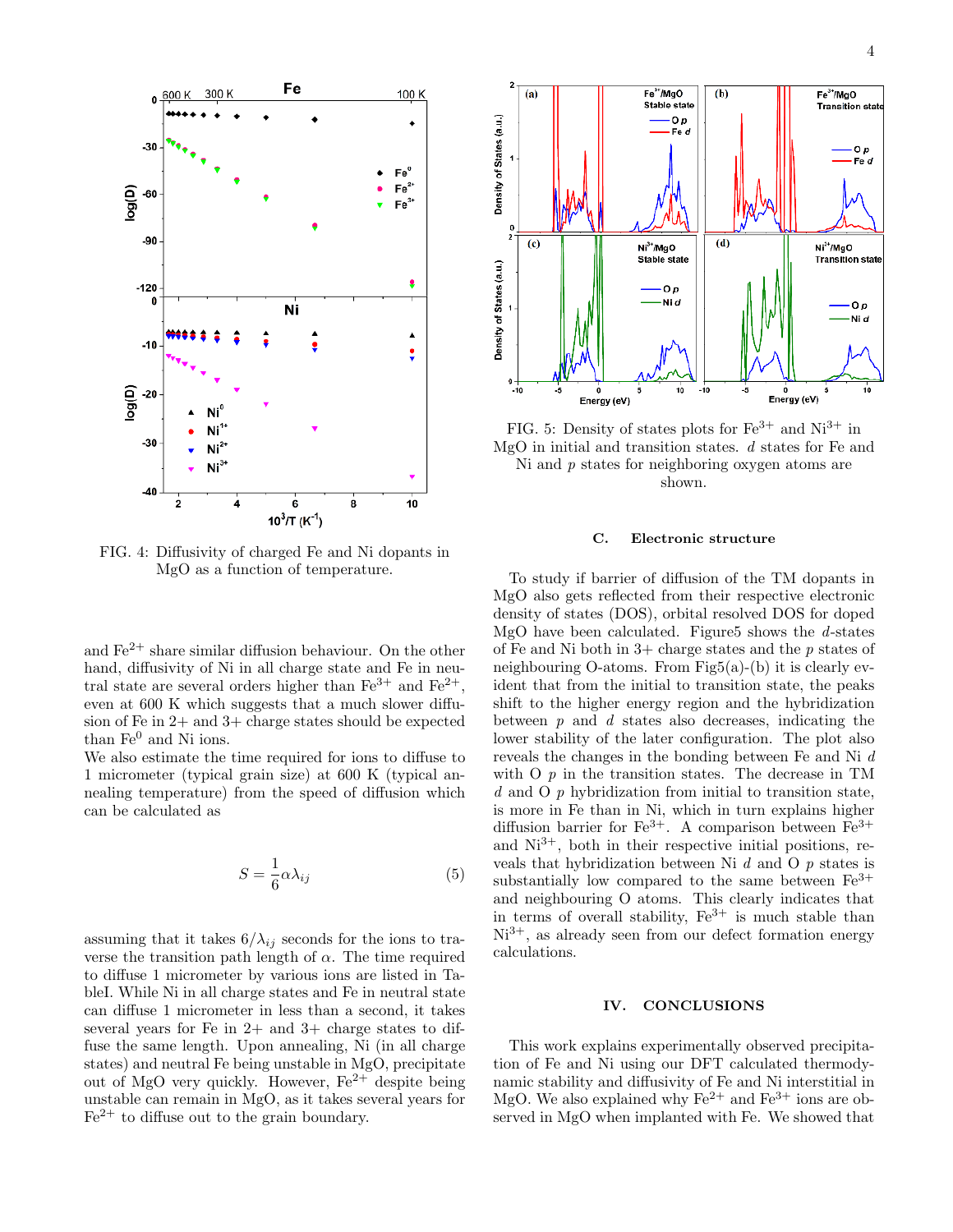FIG. 4: Diffusivity of charged Fe and Ni dopants in MgO as a function of temperature.

and $Fe^{2+}$ share similar diffusion behaviour. On the other hand, diffusivity of Ni in all charge state and Fe in neutral state are several orders higher than $Fe^{3+}$ and $Fe^{2+}$, even at 600 K which suggests that a much slower diffusion of Fe in 2+ and 3+ charge states should be expected than $Fe^0$ and Ni ions.

We also estimate the time required for ions to diffuse to 1 micrometer (typical grain size) at 600 K (typical annealing temperature) from the speed of diffusion which can be calculated as

$$S = \frac{1}{6}\alpha\lambda_{ij} \tag{5}$$

assuming that it takes $6/\lambda_{ij}$ seconds for the ions to traverse the transition path length of $\alpha$. The time required to diffuse 1 micrometer by various ions are listed in TableI. While Ni in all charge states and Fe in neutral state can diffuse 1 micrometer in less than a second, it takes several years for Fe in 2+ and 3+ charge states to diffuse the same length. Upon annealing, Ni (in all charge states) and neutral Fe being unstable in MgO, precipitate out of MgO very quickly. However, $Fe^{2+}$ despite being unstable can remain in MgO, as it takes several years for $Fe^{2+}$ to diffuse out to the grain boundary.

FIG. 5: Density of states plots for $Fe^{3+}$ and $Ni^{3+}$ in MgO in initial and transition states. $d$ states for Fe and Ni and $p$ states for neighboring oxygen atoms are shown.

### C. Electronic structure

To study if barrier of diffusion of the TM dopants in MgO also gets reflected from their respective electronic density of states (DOS), orbital resolved DOS for doped MgO have been calculated. Figure5 shows the $d$-states of Fe and Ni both in 3+ charge states and the $p$ states of neighbouring O-atoms. From Fig5(a)-(b) it is clearly evident that from the initial to transition state, the peaks shift to the higher energy region and the hybridization between $p$ and $d$ states also decreases, indicating the lower stability of the later configuration. The plot also reveals the changes in the bonding between Fe and Ni $d$ with O $p$ in the transition states. The decrease in TM $d$ and O $p$ hybridization from initial to transition state, is more in Fe than in Ni, which in turn explains higher diffusion barrier for $Fe^{3+}$. A comparison between $Fe^{3+}$ and $Ni^{3+}$, both in their respective initial positions, reveals that hybridization between Ni $d$ and O $p$ states is substantially low compared to the same between $Fe^{3+}$ and neighbouring O atoms. This clearly indicates that in terms of overall stability, $Fe^{3+}$ is much stable than $Ni^{3+}$, as already seen from our defect formation energy calculations.

## IV. CONCLUSIONS

This work explains experimentally observed precipitation of Fe and Ni using our DFT calculated thermodynamic stability and diffusivity of Fe and Ni interstitial in MgO. We also explained why $Fe^{2+}$ and $Fe^{3+}$ ions are observed in MgO when implanted with Fe. We showed that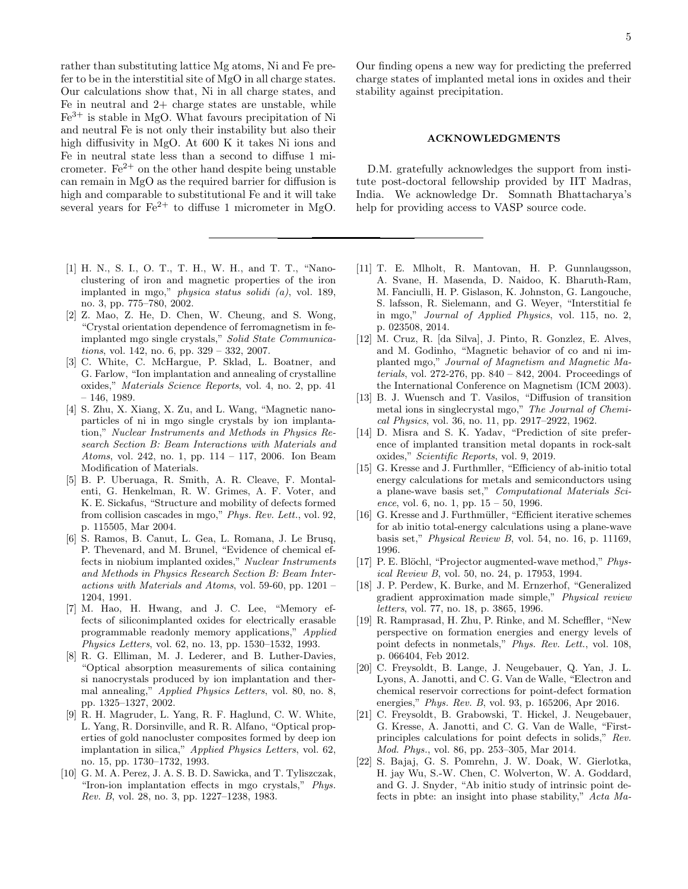rather than substituting lattice Mg atoms, Ni and Fe prefer to be in the interstitial site of MgO in all charge states. Our calculations show that, Ni in all charge states, and Fe in neutral and 2+ charge states are unstable, while $Fe^{3+}$ is stable in MgO. What favours precipitation of Ni and neutral Fe is not only their instability but also their high diffusivity in MgO. At 600 K it takes Ni ions and Fe in neutral state less than a second to diffuse 1 micrometer. $Fe^{2+}$ on the other hand despite being unstable can remain in MgO as the required barrier for diffusion is high and comparable to substitutional Fe and it will take several years for $Fe^{2+}$ to diffuse 1 micrometer in MgO. Our finding opens a new way for predicting the preferred charge states of implanted metal ions in oxides and their stability against precipitation.

## ACKNOWLEDGMENTS

D.M. gratefully acknowledges the support from institute post-doctoral fellowship provided by IIT Madras, India. We acknowledge Dr. Somnath Bhattacharya's help for providing access to VASP source code.

---

[1] H. N., S. I., O. T., T. H., W. H., and T. T., "Nanoclustering of iron and magnetic properties of the iron implanted in mgo," *physica status solidi (a)*, vol. 189, no. 3, pp. 775–780, 2002.

[2] Z. Mao, Z. He, D. Chen, W. Cheung, and S. Wong, "Crystal orientation dependence of ferromagnetism in fe-implanted mgo single crystals," *Solid State Communications*, vol. 142, no. 6, pp. 329 – 332, 2007.

[3] C. White, C. McHargue, P. Sklad, L. Boatner, and G. Farlow, "Ion implantation and annealing of crystalline oxides," *Materials Science Reports*, vol. 4, no. 2, pp. 41 – 146, 1989.

[4] S. Zhu, X. Xiang, X. Zu, and L. Wang, "Magnetic nanoparticles of ni in mgo single crystals by ion implantation," *Nuclear Instruments and Methods in Physics Research Section B: Beam Interactions with Materials and Atoms*, vol. 242, no. 1, pp. 114 – 117, 2006. Ion Beam Modification of Materials.

[5] B. P. Uberuaga, R. Smith, A. R. Cleave, F. Montalenti, G. Henkelman, R. W. Grimes, A. F. Voter, and K. E. Sickafus, "Structure and mobility of defects formed from collision cascades in mgo," *Phys. Rev. Lett.*, vol. 92, p. 115505, Mar 2004.

[6] S. Ramos, B. Canut, L. Gea, L. Romana, J. Le Brusq, P. Thevenard, and M. Brunel, "Evidence of chemical effects in niobium implanted oxides," *Nuclear Instruments and Methods in Physics Research Section B: Beam Interactions with Materials and Atoms*, vol. 59-60, pp. 1201 – 1204, 1991.

[7] M. Hao, H. Hwang, and J. C. Lee, "Memory effects of siliconimplanted oxides for electrically erasable programmable readonly memory applications," *Applied Physics Letters*, vol. 62, no. 13, pp. 1530–1532, 1993.

[8] R. G. Elliman, M. J. Lederer, and B. Luther-Davies, "Optical absorption measurements of silica containing si nanocrystals produced by ion implantation and thermal annealing," *Applied Physics Letters*, vol. 80, no. 8, pp. 1325–1327, 2002.

[9] R. H. Magruder, L. Yang, R. F. Haglund, C. W. White, L. Yang, R. Dorsinville, and R. R. Alfano, "Optical properties of gold nanocluster composites formed by deep ion implantation in silica," *Applied Physics Letters*, vol. 62, no. 15, pp. 1730–1732, 1993.

[10] G. M. A. Perez, J. A. S. B. D. Sawicka, and T. Tyliszczak, "Iron-ion implantation effects in mgo crystals," *Phys. Rev. B*, vol. 28, no. 3, pp. 1227–1238, 1983.

[11] T. E. Mlholt, R. Mantovan, H. P. Gunnlaugsson, A. Svane, H. Masenda, D. Naidoo, K. Bharuth-Ram, M. Fanciulli, H. P. Gislason, K. Johnston, G. Langouche, S. lafsson, R. Sielemann, and G. Weyer, "Interstitial fe in mgo," *Journal of Applied Physics*, vol. 115, no. 2, p. 023508, 2014.

[12] M. Cruz, R. [da Silva], J. Pinto, R. Gonzlez, E. Alves, and M. Godinho, "Magnetic behavior of co and ni implanted mgo," *Journal of Magnetism and Magnetic Materials*, vol. 272-276, pp. 840 – 842, 2004. Proceedings of the International Conference on Magnetism (ICM 2003).

[13] B. J. Wuensch and T. Vasilos, "Diffusion of transition metal ions in singlecrystal mgo," *The Journal of Chemical Physics*, vol. 36, no. 11, pp. 2917–2922, 1962.

[14] D. Misra and S. K. Yadav, "Prediction of site preference of implanted transition metal dopants in rock-salt oxides," *Scientific Reports*, vol. 9, 2019.

[15] G. Kresse and J. Furthmller, "Efficiency of ab-initio total energy calculations for metals and semiconductors using a plane-wave basis set," *Computational Materials Science*, vol. 6, no. 1, pp. 15 – 50, 1996.

[16] G. Kresse and J. Furthmüller, "Efficient iterative schemes for ab initio total-energy calculations using a plane-wave basis set," *Physical Review B*, vol. 54, no. 16, p. 11169, 1996.

[17] P. E. Blöchl, "Projector augmented-wave method," *Physical Review B*, vol. 50, no. 24, p. 17953, 1994.

[18] J. P. Perdew, K. Burke, and M. Ernzerhof, "Generalized gradient approximation made simple," *Physical review letters*, vol. 77, no. 18, p. 3865, 1996.

[19] R. Ramprasad, H. Zhu, P. Rinke, and M. Scheffler, "New perspective on formation energies and energy levels of point defects in nonmetals," *Phys. Rev. Lett.*, vol. 108, p. 066404, Feb 2012.

[20] C. Freysoldt, B. Lange, J. Neugebauer, Q. Yan, J. L. Lyons, A. Janotti, and C. G. Van de Walle, "Electron and chemical reservoir corrections for point-defect formation energies," *Phys. Rev. B*, vol. 93, p. 165206, Apr 2016.

[21] C. Freysoldt, B. Grabowski, T. Hickel, J. Neugebauer, G. Kresse, A. Janotti, and C. G. Van de Walle, "First-principles calculations for point defects in solids," *Rev. Mod. Phys.*, vol. 86, pp. 253–305, Mar 2014.

[22] S. Bajaj, G. S. Pomrehn, J. W. Doak, W. Gierlotka, H. jay Wu, S.-W. Chen, C. Wolverton, W. A. Goddard, and G. J. Snyder, "Ab initio study of intrinsic point defects in pbte: an insight into phase stability," *Acta Ma-*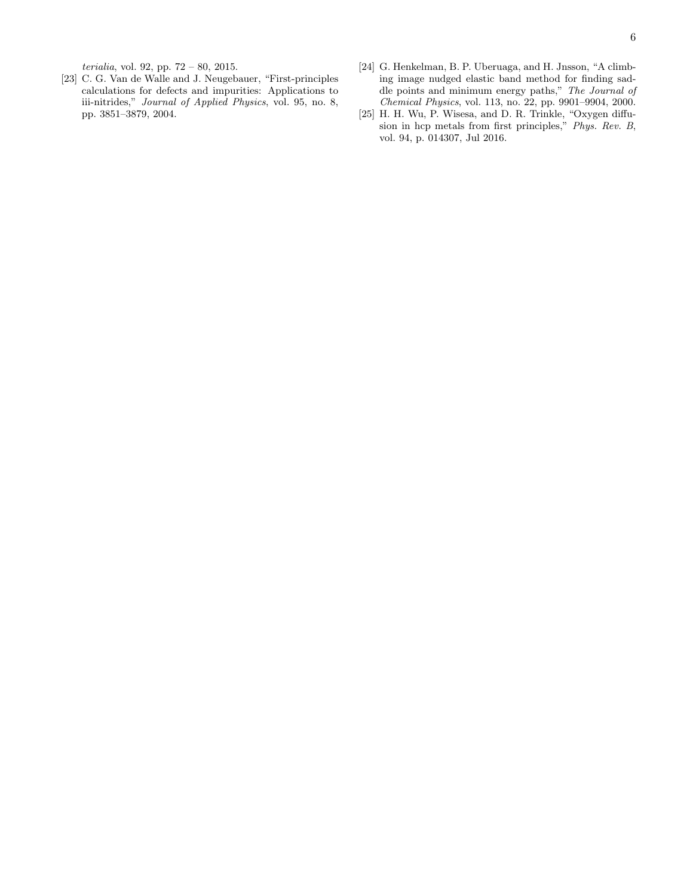*terialia*, vol. 92, pp. 72 – 80, 2015.

[23] C. G. Van de Walle and J. Neugebauer, "First-principles calculations for defects and impurities: Applications to iii-nitrides," *Journal of Applied Physics*, vol. 95, no. 8, pp. 3851–3879, 2004.

[24] G. Henkelman, B. P. Uberuaga, and H. Jnsson, "A climbing image nudged elastic band method for finding saddle points and minimum energy paths," *The Journal of Chemical Physics*, vol. 113, no. 22, pp. 9901–9904, 2000.

[25] H. H. Wu, P. Wisesa, and D. R. Trinkle, "Oxygen diffusion in hcp metals from first principles," *Phys. Rev. B*, vol. 94, p. 014307, Jul 2016.